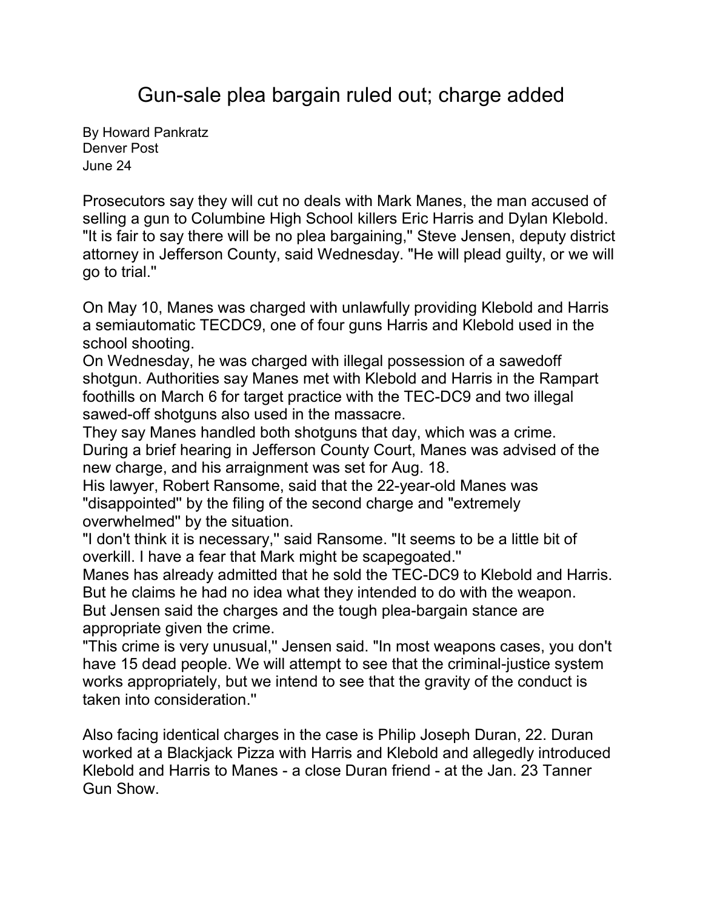# Gun-sale plea bargain ruled out; charge added

By Howard Pankratz
Denver Post
June 24

Prosecutors say they will cut no deals with Mark Manes, the man accused of selling a gun to Columbine High School killers Eric Harris and Dylan Klebold. "It is fair to say there will be no plea bargaining,'' Steve Jensen, deputy district attorney in Jefferson County, said Wednesday. "He will plead guilty, or we will go to trial.''

On May 10, Manes was charged with unlawfully providing Klebold and Harris a semiautomatic TECDC9, one of four guns Harris and Klebold used in the school shooting.
On Wednesday, he was charged with illegal possession of a sawedoff shotgun. Authorities say Manes met with Klebold and Harris in the Rampart foothills on March 6 for target practice with the TEC-DC9 and two illegal sawed-off shotguns also used in the massacre.
They say Manes handled both shotguns that day, which was a crime.
During a brief hearing in Jefferson County Court, Manes was advised of the new charge, and his arraignment was set for Aug. 18.
His lawyer, Robert Ransome, said that the 22-year-old Manes was "disappointed'' by the filing of the second charge and "extremely overwhelmed'' by the situation.
"I don't think it is necessary,'' said Ransome. "It seems to be a little bit of overkill. I have a fear that Mark might be scapegoated.''
Manes has already admitted that he sold the TEC-DC9 to Klebold and Harris. But he claims he had no idea what they intended to do with the weapon.
But Jensen said the charges and the tough plea-bargain stance are appropriate given the crime.
"This crime is very unusual,'' Jensen said. "In most weapons cases, you don't have 15 dead people. We will attempt to see that the criminal-justice system works appropriately, but we intend to see that the gravity of the conduct is taken into consideration.''

Also facing identical charges in the case is Philip Joseph Duran, 22. Duran worked at a Blackjack Pizza with Harris and Klebold and allegedly introduced Klebold and Harris to Manes - a close Duran friend - at the Jan. 23 Tanner Gun Show.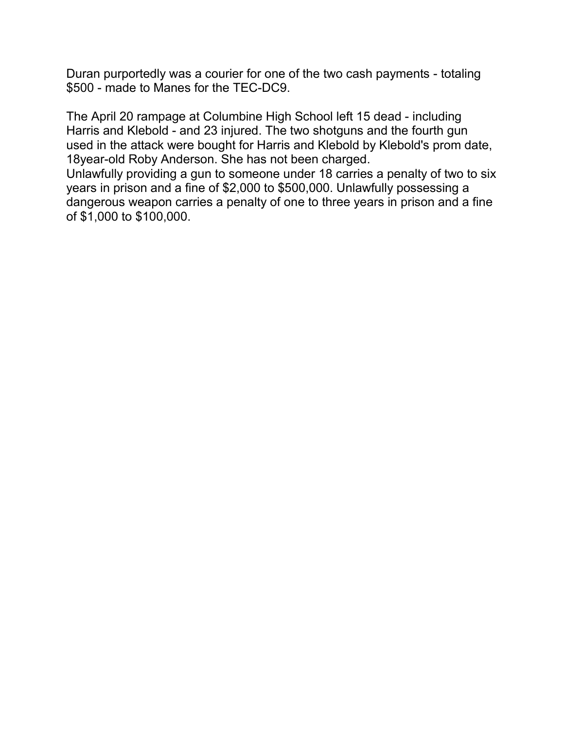Duran purportedly was a courier for one of the two cash payments - totaling $500 - made to Manes for the TEC-DC9.

The April 20 rampage at Columbine High School left 15 dead - including Harris and Klebold - and 23 injured. The two shotguns and the fourth gun used in the attack were bought for Harris and Klebold by Klebold's prom date, 18year-old Roby Anderson. She has not been charged.
Unlawfully providing a gun to someone under 18 carries a penalty of two to six years in prison and a fine of $2,000 to $500,000. Unlawfully possessing a dangerous weapon carries a penalty of one to three years in prison and a fine of $1,000 to $100,000.